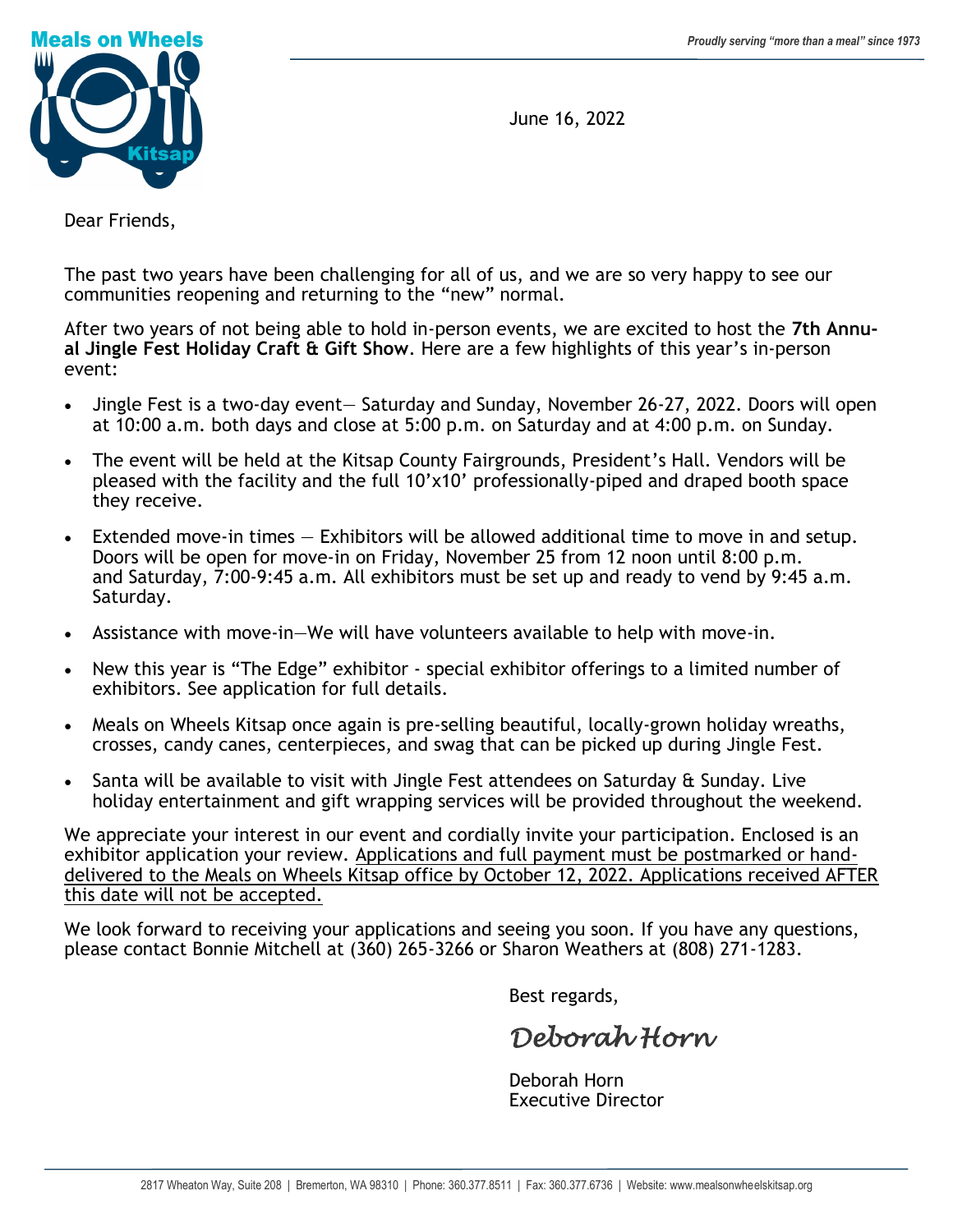Meals on Wheels

Kitsap

*Proudly serving "more than a meal" since 1973*

June 16, 2022

Dear Friends,

The past two years have been challenging for all of us, and we are so very happy to see our communities reopening and returning to the "new" normal.

After two years of not being able to hold in-person events, we are excited to host the **7th Annual Jingle Fest Holiday Craft & Gift Show**. Here are a few highlights of this year's in-person event:

- Jingle Fest is a two-day event— Saturday and Sunday, November 26-27, 2022. Doors will open at 10:00 a.m. both days and close at 5:00 p.m. on Saturday and at 4:00 p.m. on Sunday.
- The event will be held at the Kitsap County Fairgrounds, President's Hall. Vendors will be pleased with the facility and the full 10'x10' professionally-piped and draped booth space they receive.
- Extended move-in times — Exhibitors will be allowed additional time to move in and setup. Doors will be open for move-in on Friday, November 25 from 12 noon until 8:00 p.m. and Saturday, 7:00-9:45 a.m. All exhibitors must be set up and ready to vend by 9:45 a.m. Saturday.
- Assistance with move-in—We will have volunteers available to help with move-in.
- New this year is "The Edge" exhibitor - special exhibitor offerings to a limited number of exhibitors. See application for full details.
- Meals on Wheels Kitsap once again is pre-selling beautiful, locally-grown holiday wreaths, crosses, candy canes, centerpieces, and swag that can be picked up during Jingle Fest.
- Santa will be available to visit with Jingle Fest attendees on Saturday & Sunday. Live holiday entertainment and gift wrapping services will be provided throughout the weekend.

We appreciate your interest in our event and cordially invite your participation. Enclosed is an exhibitor application your review. <u>Applications and full payment must be postmarked or hand-delivered to the Meals on Wheels Kitsap office by October 12, 2022. Applications received AFTER this date will not be accepted.</u>

We look forward to receiving your applications and seeing you soon. If you have any questions, please contact Bonnie Mitchell at (360) 265-3266 or Sharon Weathers at (808) 271-1283.

Best regards,

*Deborah Horn*

Deborah Horn
Executive Director

2817 Wheaton Way, Suite 208 | Bremerton, WA 98310 | Phone: 360.377.8511 | Fax: 360.377.6736 | Website: www.mealsonwheelskitsap.org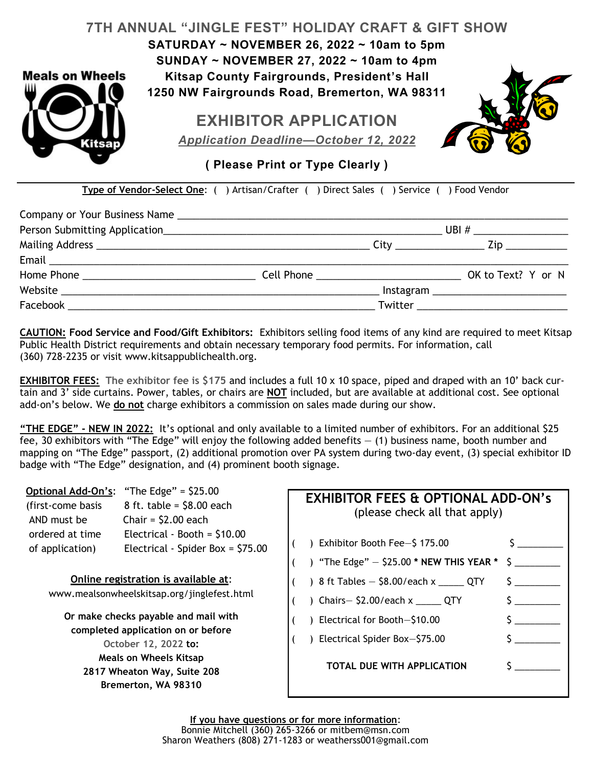# 7TH ANNUAL "JINGLE FEST" HOLIDAY CRAFT & GIFT SHOW

**SATURDAY ~ NOVEMBER 26, 2022 ~ 10am to 5pm**
**SUNDAY ~ NOVEMBER 27, 2022 ~ 10am to 4pm**
**Kitsap County Fairgrounds, President's Hall**
**1250 NW Fairgrounds Road, Bremerton, WA 98311**

Meals on Wheels Kitsap

## EXHIBITOR APPLICATION

***Application Deadline—October 12, 2022***

**( Please Print or Type Clearly )**

**Type of Vendor-Select One**: ( ) Artisan/Crafter ( ) Direct Sales ( ) Service ( ) Food Vendor

Company or Your Business Name ______________________________________________

Person Submitting Application_____________________________________ UBI # ______________

Mailing Address ______________________________________ City ______________ Zip __________

Email ___________________________________________________________________

Home Phone __________________________ Cell Phone ______________________ OK to Text? Y or N

Website _____________________________________________ Instagram ____________________

Facebook ____________________________________________ Twitter ______________________

**CAUTION: Food Service and Food/Gift Exhibitors:** Exhibitors selling food items of any kind are required to meet Kitsap Public Health District requirements and obtain necessary temporary food permits. For information, call (360) 728-2235 or visit www.kitsappublichealth.org.

**EXHIBITOR FEES:** **The exhibitor fee is $175** and includes a full 10 x 10 space, piped and draped with an 10' back curtain and 3' side curtains. Power, tables, or chairs are **NOT** included, but are available at additional cost. See optional add-on's below. We **do not** charge exhibitors a commission on sales made during our show.

**"THE EDGE" - NEW IN 2022:** It's optional and only available to a limited number of exhibitors. For an additional $25 fee, 30 exhibitors with "The Edge" will enjoy the following added benefits — (1) business name, booth number and mapping on "The Edge" passport, (2) additional promotion over PA system during two-day event, (3) special exhibitor ID badge with "The Edge" designation, and (4) prominent booth signage.

**Optional Add-On's** (first-come basis AND must be ordered at time of application):

- "The Edge" = $25.00
- 8 ft. table = $8.00 each
- Chair = $2.00 each
- Electrical - Booth = $10.00
- Electrical - Spider Box = $75.00

**Online registration is available at**:
www.mealsonwheelskitsap.org/jinglefest.html

**Or make checks payable and mail with completed application on or before October 12, 2022 to:**
**Meals on Wheels Kitsap**
**2817 Wheaton Way, Suite 208**
**Bremerton, WA 98310**

## EXHIBITOR FEES & OPTIONAL ADD-ON's
(please check all that apply)

| | | |
|---|---|---|
| ( ) | Exhibitor Booth Fee—$ 175.00 | $ ________ |
| ( ) | "The Edge" — $25.00 **\* NEW THIS YEAR \*** | $ ________ |
| ( ) | 8 ft Tables — $8.00/each x _____ QTY | $ ________ |
| ( ) | Chairs— $2.00/each x _____ QTY | $ ________ |
| ( ) | Electrical for Booth—$10.00 | $ ________ |
| ( ) | Electrical Spider Box—$75.00 | $ ________ |
| | **TOTAL DUE WITH APPLICATION** | $ ________ |

**If you have questions or for more information**:
Bonnie Mitchell (360) 265-3266 or mitbem@msn.com
Sharon Weathers (808) 271-1283 or weatherss001@gmail.com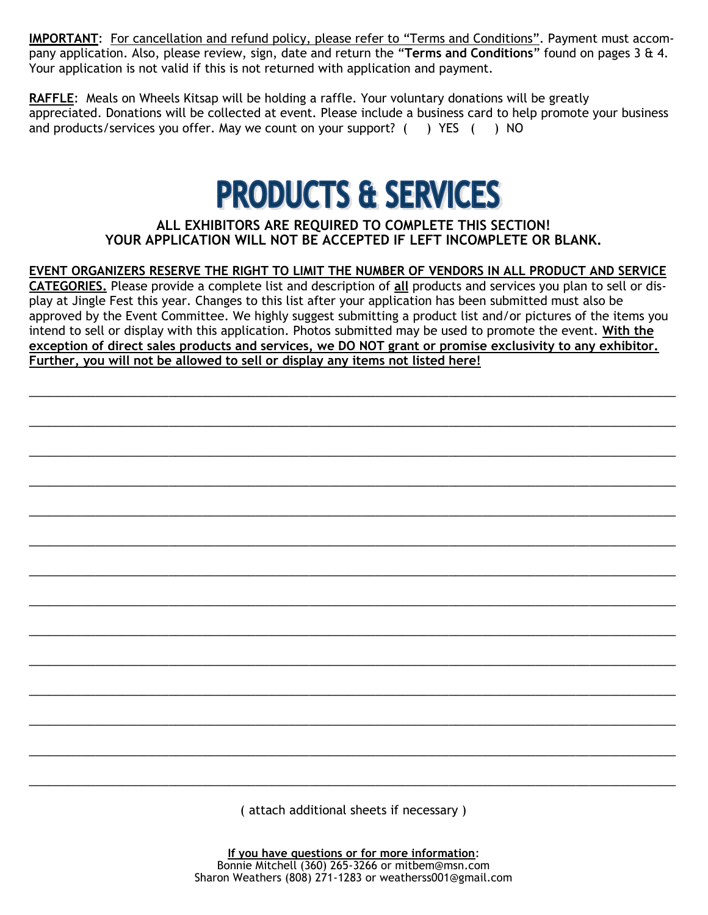**IMPORTANT**: For cancellation and refund policy, please refer to "Terms and Conditions". Payment must accompany application. Also, please review, sign, date and return the "**Terms and Conditions**" found on pages 3 & 4. Your application is not valid if this is not returned with application and payment.

**RAFFLE**: Meals on Wheels Kitsap will be holding a raffle. Your voluntary donations will be greatly appreciated. Donations will be collected at event. Please include a business card to help promote your business and products/services you offer. May we count on your support? (   ) YES (   ) NO

# PRODUCTS & SERVICES

**ALL EXHIBITORS ARE REQUIRED TO COMPLETE THIS SECTION!**
**YOUR APPLICATION WILL NOT BE ACCEPTED IF LEFT INCOMPLETE OR BLANK.**

**EVENT ORGANIZERS RESERVE THE RIGHT TO LIMIT THE NUMBER OF VENDORS IN ALL PRODUCT AND SERVICE CATEGORIES.** Please provide a complete list and description of **all** products and services you plan to sell or display at Jingle Fest this year. Changes to this list after your application has been submitted must also be approved by the Event Committee. We highly suggest submitting a product list and/or pictures of the items you intend to sell or display with this application. Photos submitted may be used to promote the event. **With the exception of direct sales products and services, we DO NOT grant or promise exclusivity to any exhibitor. Further, you will not be allowed to sell or display any items not listed here!**

______________________________________________________________________________

______________________________________________________________________________

______________________________________________________________________________

______________________________________________________________________________

______________________________________________________________________________

______________________________________________________________________________

______________________________________________________________________________

______________________________________________________________________________

______________________________________________________________________________

______________________________________________________________________________

______________________________________________________________________________

______________________________________________________________________________

______________________________________________________________________________

______________________________________________________________________________

( attach additional sheets if necessary )

**If you have questions or for more information**:
Bonnie Mitchell (360) 265-3266 or mitbem@msn.com
Sharon Weathers (808) 271-1283 or weatherss001@gmail.com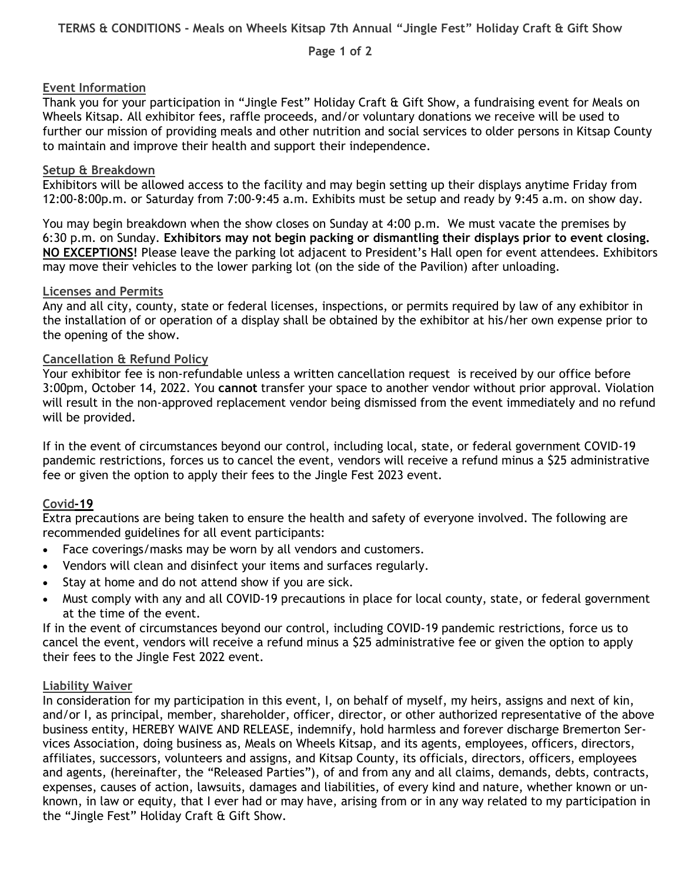**TERMS & CONDITIONS - Meals on Wheels Kitsap 7th Annual "Jingle Fest" Holiday Craft & Gift Show**

## Event Information

Thank you for your participation in "Jingle Fest" Holiday Craft & Gift Show, a fundraising event for Meals on Wheels Kitsap. All exhibitor fees, raffle proceeds, and/or voluntary donations we receive will be used to further our mission of providing meals and other nutrition and social services to older persons in Kitsap County to maintain and improve their health and support their independence.

## Setup & Breakdown

Exhibitors will be allowed access to the facility and may begin setting up their displays anytime Friday from 12:00-8:00p.m. or Saturday from 7:00-9:45 a.m. Exhibits must be setup and ready by 9:45 a.m. on show day.

You may begin breakdown when the show closes on Sunday at 4:00 p.m. We must vacate the premises by 6:30 p.m. on Sunday. **Exhibitors may not begin packing or dismantling their displays prior to event closing. NO EXCEPTIONS!** Please leave the parking lot adjacent to President's Hall open for event attendees. Exhibitors may move their vehicles to the lower parking lot (on the side of the Pavilion) after unloading.

## Licenses and Permits

Any and all city, county, state or federal licenses, inspections, or permits required by law of any exhibitor in the installation of or operation of a display shall be obtained by the exhibitor at his/her own expense prior to the opening of the show.

## Cancellation & Refund Policy

Your exhibitor fee is non-refundable unless a written cancellation request is received by our office before 3:00pm, October 14, 2022. You **cannot** transfer your space to another vendor without prior approval. Violation will result in the non-approved replacement vendor being dismissed from the event immediately and no refund will be provided.

If in the event of circumstances beyond our control, including local, state, or federal government COVID-19 pandemic restrictions, forces us to cancel the event, vendors will receive a refund minus a $25 administrative fee or given the option to apply their fees to the Jingle Fest 2023 event.

## Covid-19

Extra precautions are being taken to ensure the health and safety of everyone involved. The following are recommended guidelines for all event participants:

- Face coverings/masks may be worn by all vendors and customers.
- Vendors will clean and disinfect your items and surfaces regularly.
- Stay at home and do not attend show if you are sick.
- Must comply with any and all COVID-19 precautions in place for local county, state, or federal government at the time of the event.

If in the event of circumstances beyond our control, including COVID-19 pandemic restrictions, force us to cancel the event, vendors will receive a refund minus a $25 administrative fee or given the option to apply their fees to the Jingle Fest 2022 event.

## Liability Waiver

In consideration for my participation in this event, I, on behalf of myself, my heirs, assigns and next of kin, and/or I, as principal, member, shareholder, officer, director, or other authorized representative of the above business entity, HEREBY WAIVE AND RELEASE, indemnify, hold harmless and forever discharge Bremerton Services Association, doing business as, Meals on Wheels Kitsap, and its agents, employees, officers, directors, affiliates, successors, volunteers and assigns, and Kitsap County, its officials, directors, officers, employees and agents, (hereinafter, the "Released Parties"), of and from any and all claims, demands, debts, contracts, expenses, causes of action, lawsuits, damages and liabilities, of every kind and nature, whether known or unknown, in law or equity, that I ever had or may have, arising from or in any way related to my participation in the "Jingle Fest" Holiday Craft & Gift Show.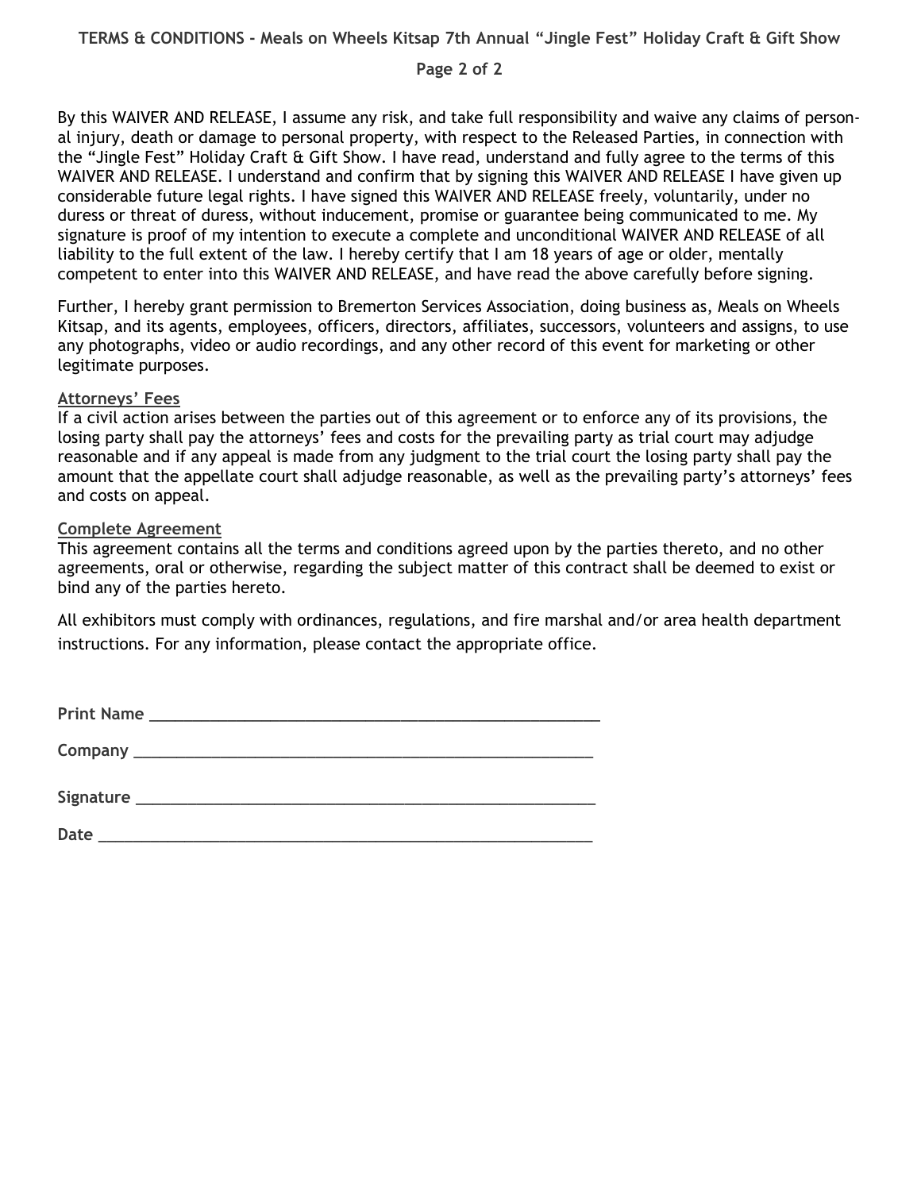By this WAIVER AND RELEASE, I assume any risk, and take full responsibility and waive any claims of personal injury, death or damage to personal property, with respect to the Released Parties, in connection with the "Jingle Fest" Holiday Craft & Gift Show. I have read, understand and fully agree to the terms of this WAIVER AND RELEASE. I understand and confirm that by signing this WAIVER AND RELEASE I have given up considerable future legal rights. I have signed this WAIVER AND RELEASE freely, voluntarily, under no duress or threat of duress, without inducement, promise or guarantee being communicated to me. My signature is proof of my intention to execute a complete and unconditional WAIVER AND RELEASE of all liability to the full extent of the law. I hereby certify that I am 18 years of age or older, mentally competent to enter into this WAIVER AND RELEASE, and have read the above carefully before signing.

Further, I hereby grant permission to Bremerton Services Association, doing business as, Meals on Wheels Kitsap, and its agents, employees, officers, directors, affiliates, successors, volunteers and assigns, to use any photographs, video or audio recordings, and any other record of this event for marketing or other legitimate purposes.

**Attorneys' Fees**

If a civil action arises between the parties out of this agreement or to enforce any of its provisions, the losing party shall pay the attorneys' fees and costs for the prevailing party as trial court may adjudge reasonable and if any appeal is made from any judgment to the trial court the losing party shall pay the amount that the appellate court shall adjudge reasonable, as well as the prevailing party's attorneys' fees and costs on appeal.

**Complete Agreement**

This agreement contains all the terms and conditions agreed upon by the parties thereto, and no other agreements, oral or otherwise, regarding the subject matter of this contract shall be deemed to exist or bind any of the parties hereto.

All exhibitors must comply with ordinances, regulations, and fire marshal and/or area health department instructions. For any information, please contact the appropriate office.

**Print Name** ____________________________________________________

**Company** ____________________________________________________

**Signature** ____________________________________________________

**Date** ________________________________________________________